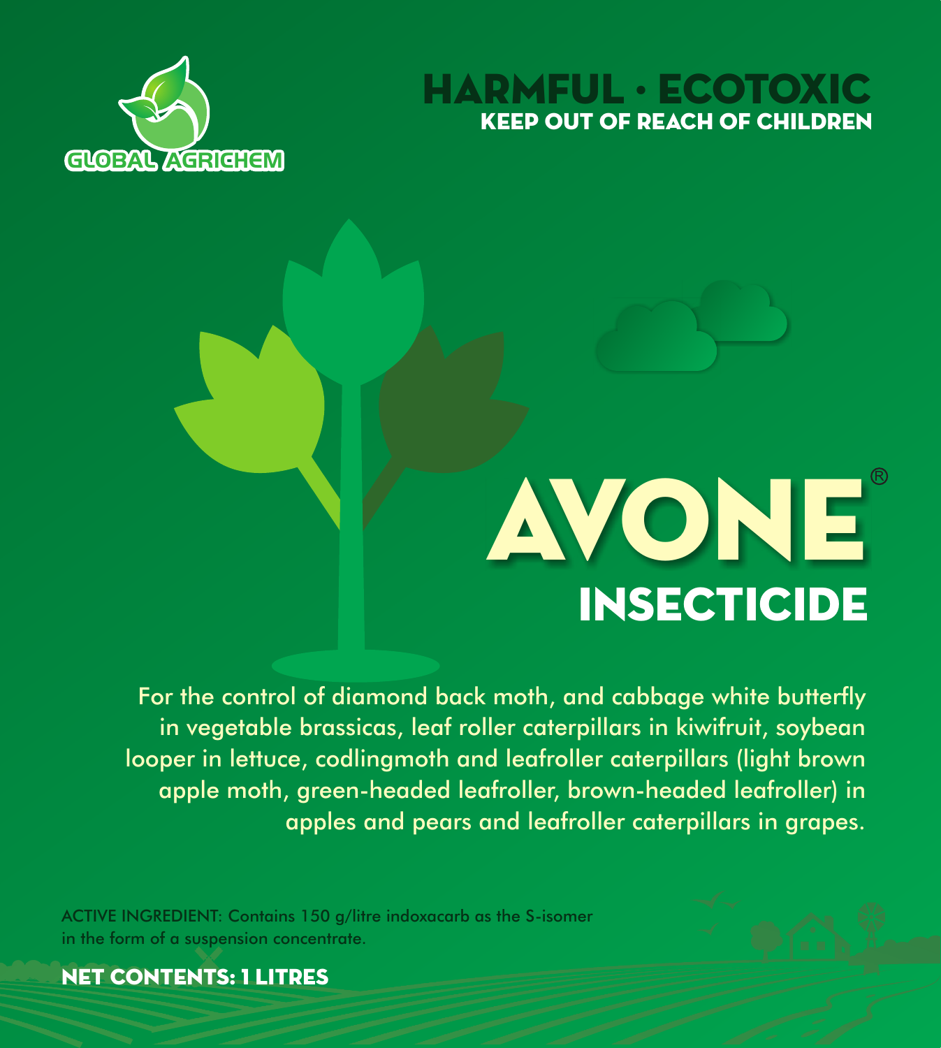GLOBAL AGRICHEM

**HARMFUL · ECOTOXIC**
**KEEP OUT OF REACH OF CHILDREN**

# AVONE®

## INSECTICIDE

For the control of diamond back moth, and cabbage white butterfly in vegetable brassicas, leaf roller caterpillars in kiwifruit, soybean looper in lettuce, codlingmoth and leafroller caterpillars (light brown apple moth, green-headed leafroller, brown-headed leafroller) in apples and pears and leafroller caterpillars in grapes.

ACTIVE INGREDIENT: Contains 150 g/litre indoxacarb as the S-isomer in the form of a suspension concentrate.

**NET CONTENTS: 1 LITRES**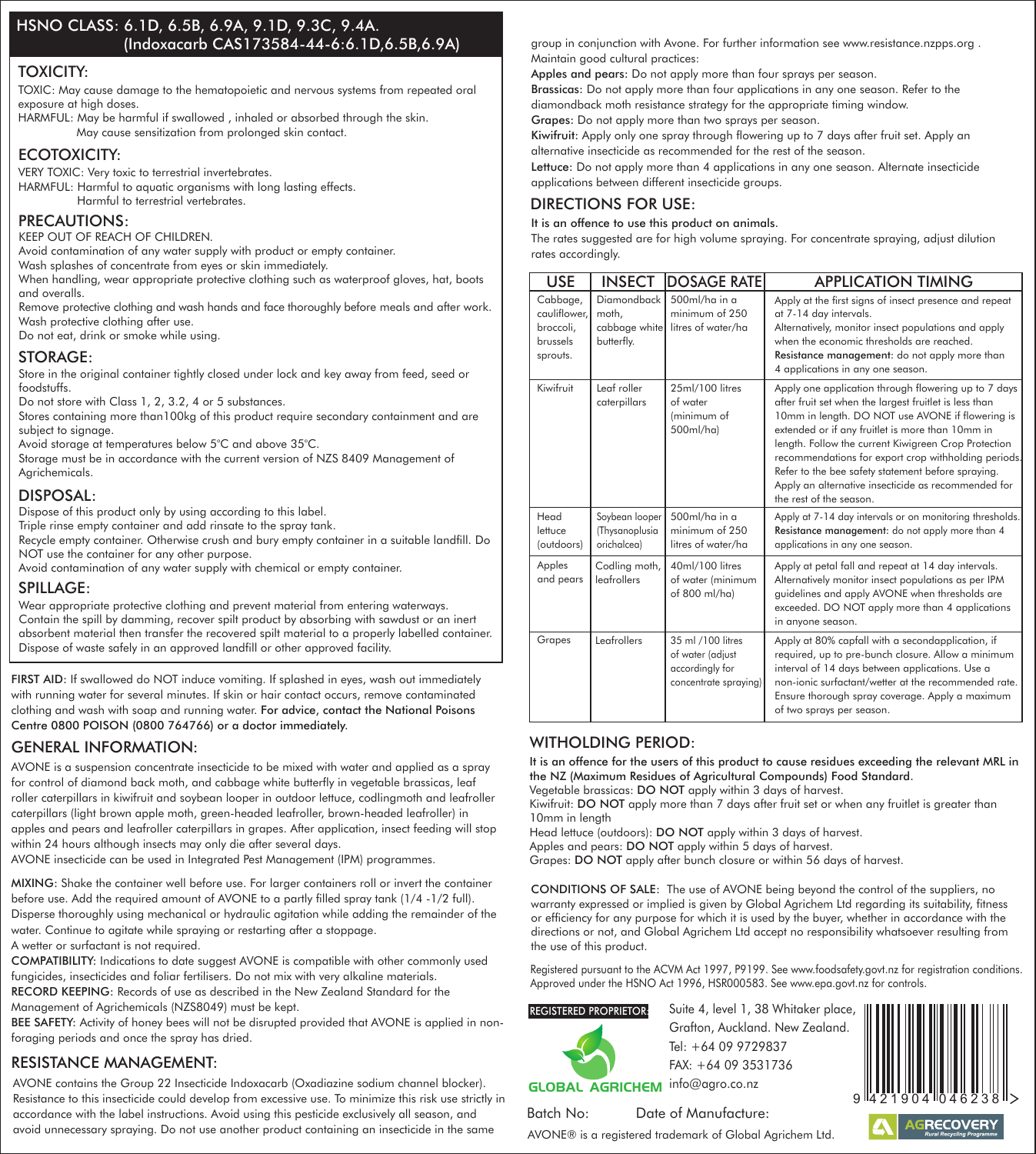## HSNO CLASS: 6.1D, 6.5B, 6.9A, 9.1D, 9.3C, 9.4A. (Indoxacarb CAS173584-44-6:6.1D,6.5B,6.9A)

### TOXICITY:

TOXIC: May cause damage to the hematopoietic and nervous systems from repeated oral exposure at high doses.
HARMFUL: May be harmful if swallowed , inhaled or absorbed through the skin.
May cause sensitization from prolonged skin contact.

### ECOTOXICITY:

VERY TOXIC: Very toxic to terrestrial invertebrates.
HARMFUL: Harmful to aquatic organisms with long lasting effects.
Harmful to terrestrial vertebrates.

### PRECAUTIONS:

KEEP OUT OF REACH OF CHILDREN.
Avoid contamination of any water supply with product or empty container.
Wash splashes of concentrate from eyes or skin immediately.
When handling, wear appropriate protective clothing such as waterproof gloves, hat, boots and overalls.
Remove protective clothing and wash hands and face thoroughly before meals and after work.
Wash protective clothing after use.
Do not eat, drink or smoke while using.

### STORAGE:

Store in the original container tightly closed under lock and key away from feed, seed or foodstuffs.
Do not store with Class 1, 2, 3.2, 4 or 5 substances.
Stores containing more than100kg of this product require secondary containment and are subject to signage.
Avoid storage at temperatures below 5°C and above 35°C.
Storage must be in accordance with the current version of NZS 8409 Management of Agrichemicals.

### DISPOSAL:

Dispose of this product only by using according to this label.
Triple rinse empty container and add rinsate to the spray tank.
Recycle empty container. Otherwise crush and bury empty container in a suitable landfill. Do NOT use the container for any other purpose.
Avoid contamination of any water supply with chemical or empty container.

### SPILLAGE:

Wear appropriate protective clothing and prevent material from entering waterways.
Contain the spill by damming, recover spilt product by absorbing with sawdust or an inert absorbent material then transfer the recovered spilt material to a properly labelled container.
Dispose of waste safely in an approved landfill or other approved facility.

**FIRST AID**: If swallowed do NOT induce vomiting. If splashed in eyes, wash out immediately with running water for several minutes. If skin or hair contact occurs, remove contaminated clothing and wash with soap and running water. **For advice, contact the National Poisons Centre 0800 POISON (0800 764766) or a doctor immediately.**

### GENERAL INFORMATION:

AVONE is a suspension concentrate insecticide to be mixed with water and applied as a spray for control of diamond back moth, and cabbage white butterfly in vegetable brassicas, leaf roller caterpillars in kiwifruit and soybean looper in outdoor lettuce, codlingmoth and leafroller caterpillars (light brown apple moth, green-headed leafroller, brown-headed leafroller) in apples and pears and leafroller caterpillars in grapes. After application, insect feeding will stop within 24 hours although insects may only die after several days.
AVONE insecticide can be used in Integrated Pest Management (IPM) programmes.

**MIXING**: Shake the container well before use. For larger containers roll or invert the container before use. Add the required amount of AVONE to a partly filled spray tank (1/4 -1/2 full). Disperse thoroughly using mechanical or hydraulic agitation while adding the remainder of the water. Continue to agitate while spraying or restarting after a stoppage.
A wetter or surfactant is not required.
**COMPATIBILITY**: Indications to date suggest AVONE is compatible with other commonly used fungicides, insecticides and foliar fertilisers. Do not mix with very alkaline materials.
**RECORD KEEPING**: Records of use as described in the New Zealand Standard for the Management of Agrichemicals (NZS8049) must be kept.
**BEE SAFETY**: Activity of honey bees will not be disrupted provided that AVONE is applied in non-foraging periods and once the spray has dried.

### RESISTANCE MANAGEMENT:

AVONE contains the Group 22 Insecticide Indoxacarb (Oxadiazine sodium channel blocker). Resistance to this insecticide could develop from excessive use. To minimize this risk use strictly in accordance with the label instructions. Avoid using this pesticide exclusively all season, and avoid unnecessary spraying. Do not use another product containing an insecticide in the same group in conjunction with Avone. For further information see www.resistance.nzpps.org .
Maintain good cultural practices:
**Apples and pears**: Do not apply more than four sprays per season.
**Brassicas**: Do not apply more than four applications in any one season. Refer to the diamondback moth resistance strategy for the appropriate timing window.
**Grapes**: Do not apply more than two sprays per season.
**Kiwifruit**: Apply only one spray through flowering up to 7 days after fruit set. Apply an alternative insecticide as recommended for the rest of the season.
**Lettuce**: Do not apply more than 4 applications in any one season. Alternate insecticide applications between different insecticide groups.

### DIRECTIONS FOR USE:

It is an offence to use this product on animals.
The rates suggested are for high volume spraying. For concentrate spraying, adjust dilution rates accordingly.

| USE | INSECT | DOSAGE RATE | APPLICATION TIMING |
|---|---|---|---|
| Cabbage, cauliflower, broccoli, brussels sprouts. | Diamondback moth, cabbage white butterfly. | 500ml/ha in a minimum of 250 litres of water/ha | Apply at the first signs of insect presence and repeat at 7-14 day intervals. Alternatively, monitor insect populations and apply when the economic thresholds are reached. **Resistance management**: do not apply more than 4 applications in any one season. |
| Kiwifruit | Leaf roller caterpillars | 25ml/100 litres of water (minimum of 500ml/ha) | Apply one application through flowering up to 7 days after fruit set when the largest fruitlet is less than 10mm in length. DO NOT use AVONE if flowering is extended or if any fruitlet is more than 10mm in length. Follow the current Kiwigreen Crop Protection recommendations for export crop withholding periods. Refer to the bee safety statement before spraying. Apply an alternative insecticide as recommended for the rest of the season. |
| Head lettuce (outdoors) | Soybean looper (Thysanoplusia orichalcea) | 500ml/ha in a minimum of 250 litres of water/ha | Apply at 7-14 day intervals or on monitoring thresholds. **Resistance management**: do not apply more than 4 applications in any one season. |
| Apples and pears | Codling moth, leafrollers | 40ml/100 litres of water (minimum of 800 ml/ha) | Apply at petal fall and repeat at 14 day intervals. Alternatively monitor insect populations as per IPM guidelines and apply AVONE when thresholds are exceeded. DO NOT apply more than 4 applications in anyone season. |
| Grapes | Leafrollers | 35 ml /100 litres of water (adjust accordingly for concentrate spraying) | Apply at 80% capfall with a secondapplication, if required, up to pre-bunch closure. Allow a minimum interval of 14 days between applications. Use a non-ionic surfactant/wetter at the recommended rate. Ensure thorough spray coverage. Apply a maximum of two sprays per season. |

### WITHOLDING PERIOD:

**It is an offence for the users of this product to cause residues exceeding the relevant MRL in the NZ (Maximum Residues of Agricultural Compounds) Food Standard.**
Vegetable brassicas: **DO NOT** apply within 3 days of harvest.
Kiwifruit: **DO NOT** apply more than 7 days after fruit set or when any fruitlet is greater than 10mm in length
Head lettuce (outdoors): **DO NOT** apply within 3 days of harvest.
Apples and pears: **DO NOT** apply within 5 days of harvest.
Grapes: **DO NOT** apply after bunch closure or within 56 days of harvest.

**CONDITIONS OF SALE**: The use of AVONE being beyond the control of the suppliers, no warranty expressed or implied is given by Global Agrichem Ltd regarding its suitability, fitness or efficiency for any purpose for which it is used by the buyer, whether in accordance with the directions or not, and Global Agrichem Ltd accept no responsibility whatsoever resulting from the use of this product.

Registered pursuant to the ACVM Act 1997, P9199. See www.foodsafety.govt.nz for registration conditions.
Approved under the HSNO Act 1996, HSR000583. See www.epa.govt.nz for controls.

REGISTERED PROPRIETOR:

GLOBAL AGRICHEM

Suite 4, level 1, 38 Whitaker place,
Grafton, Auckland. New Zealand.
Tel: +64 09 9729837
FAX: +64 09 3531736
info@agro.co.nz

9 421904 046238

Batch No: Date of Manufacture:

AVONE® is a registered trademark of Global Agrichem Ltd.

AGRECOVERY Rural Recycling Programme